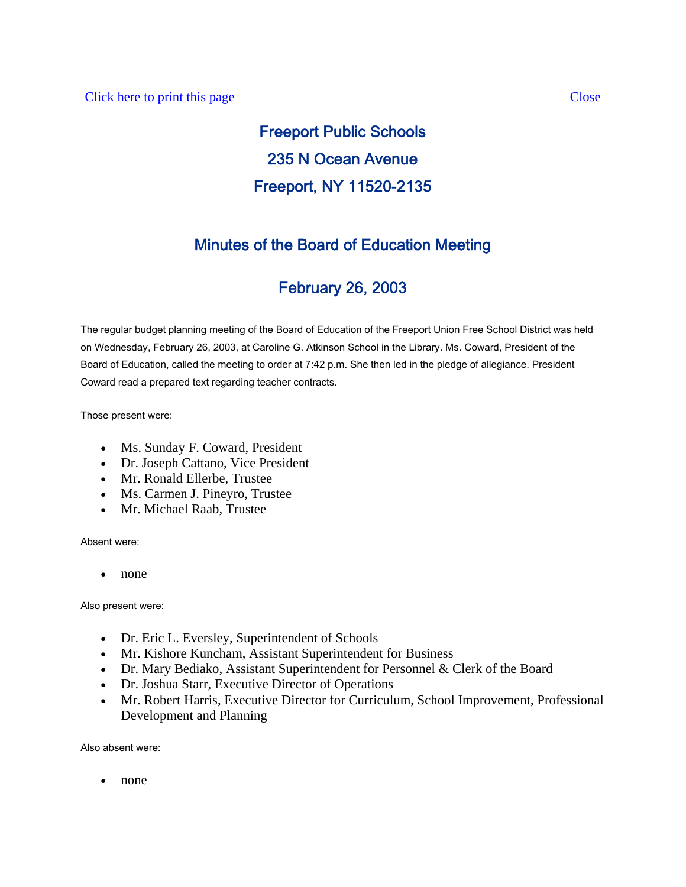Click here to print this page Close

# Freeport Public Schools

## 235 N Ocean Avenue

## Freeport, NY 11520-2135

## Minutes of the Board of Education Meeting

## February 26, 2003

The regular budget planning meeting of the Board of Education of the Freeport Union Free School District was held on Wednesday, February 26, 2003, at Caroline G. Atkinson School in the Library. Ms. Coward, President of the Board of Education, called the meeting to order at 7:42 p.m. She then led in the pledge of allegiance. President Coward read a prepared text regarding teacher contracts.

Those present were:

- Ms. Sunday F. Coward, President
- Dr. Joseph Cattano, Vice President
- Mr. Ronald Ellerbe, Trustee
- Ms. Carmen J. Pineyro, Trustee
- Mr. Michael Raab, Trustee

Absent were:

- none

Also present were:

- Dr. Eric L. Eversley, Superintendent of Schools
- Mr. Kishore Kuncham, Assistant Superintendent for Business
- Dr. Mary Bediako, Assistant Superintendent for Personnel & Clerk of the Board
- Dr. Joshua Starr, Executive Director of Operations
- Mr. Robert Harris, Executive Director for Curriculum, School Improvement, Professional Development and Planning

Also absent were:

- none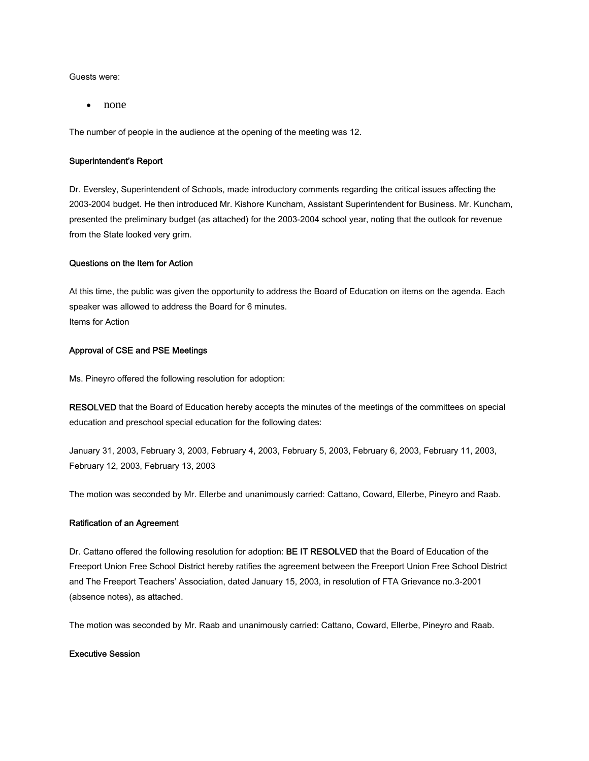Guests were:

- none

The number of people in the audience at the opening of the meeting was 12.

**Superintendent's Report**

Dr. Eversley, Superintendent of Schools, made introductory comments regarding the critical issues affecting the 2003-2004 budget. He then introduced Mr. Kishore Kuncham, Assistant Superintendent for Business. Mr. Kuncham, presented the preliminary budget (as attached) for the 2003-2004 school year, noting that the outlook for revenue from the State looked very grim.

**Questions on the Item for Action**

At this time, the public was given the opportunity to address the Board of Education on items on the agenda. Each speaker was allowed to address the Board for 6 minutes.
Items for Action

**Approval of CSE and PSE Meetings**

Ms. Pineyro offered the following resolution for adoption:

**RESOLVED** that the Board of Education hereby accepts the minutes of the meetings of the committees on special education and preschool special education for the following dates:

January 31, 2003, February 3, 2003, February 4, 2003, February 5, 2003, February 6, 2003, February 11, 2003, February 12, 2003, February 13, 2003

The motion was seconded by Mr. Ellerbe and unanimously carried: Cattano, Coward, Ellerbe, Pineyro and Raab.

**Ratification of an Agreement**

Dr. Cattano offered the following resolution for adoption: **BE IT RESOLVED** that the Board of Education of the Freeport Union Free School District hereby ratifies the agreement between the Freeport Union Free School District and The Freeport Teachers' Association, dated January 15, 2003, in resolution of FTA Grievance no.3-2001 (absence notes), as attached.

The motion was seconded by Mr. Raab and unanimously carried: Cattano, Coward, Ellerbe, Pineyro and Raab.

**Executive Session**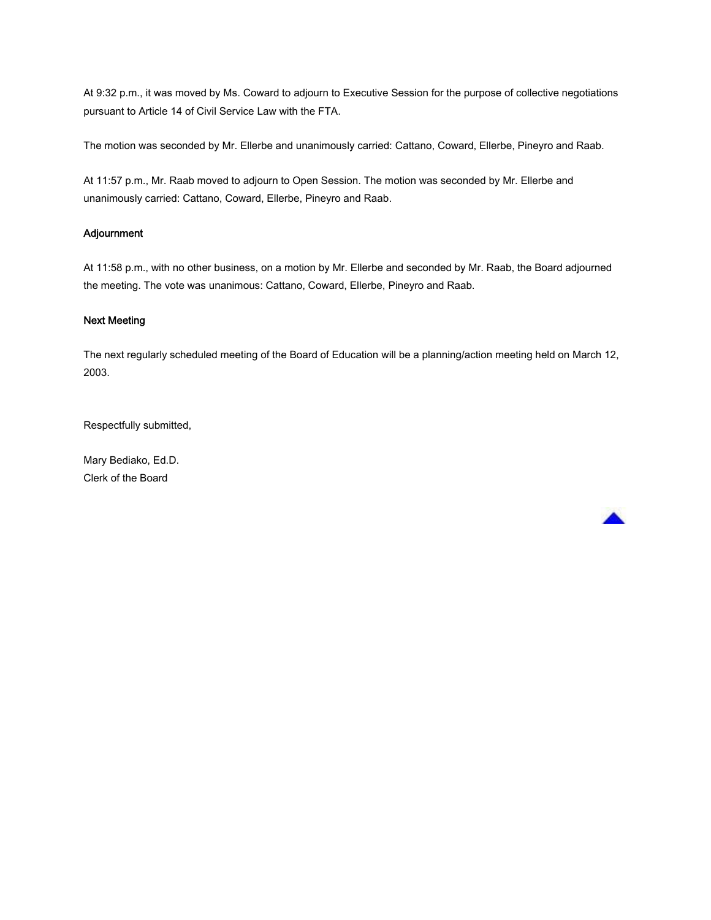At 9:32 p.m., it was moved by Ms. Coward to adjourn to Executive Session for the purpose of collective negotiations pursuant to Article 14 of Civil Service Law with the FTA.

The motion was seconded by Mr. Ellerbe and unanimously carried: Cattano, Coward, Ellerbe, Pineyro and Raab.

At 11:57 p.m., Mr. Raab moved to adjourn to Open Session. The motion was seconded by Mr. Ellerbe and unanimously carried: Cattano, Coward, Ellerbe, Pineyro and Raab.

### Adjournment

At 11:58 p.m., with no other business, on a motion by Mr. Ellerbe and seconded by Mr. Raab, the Board adjourned the meeting. The vote was unanimous: Cattano, Coward, Ellerbe, Pineyro and Raab.

### Next Meeting

The next regularly scheduled meeting of the Board of Education will be a planning/action meeting held on March 12, 2003.

Respectfully submitted,

Mary Bediako, Ed.D.
Clerk of the Board